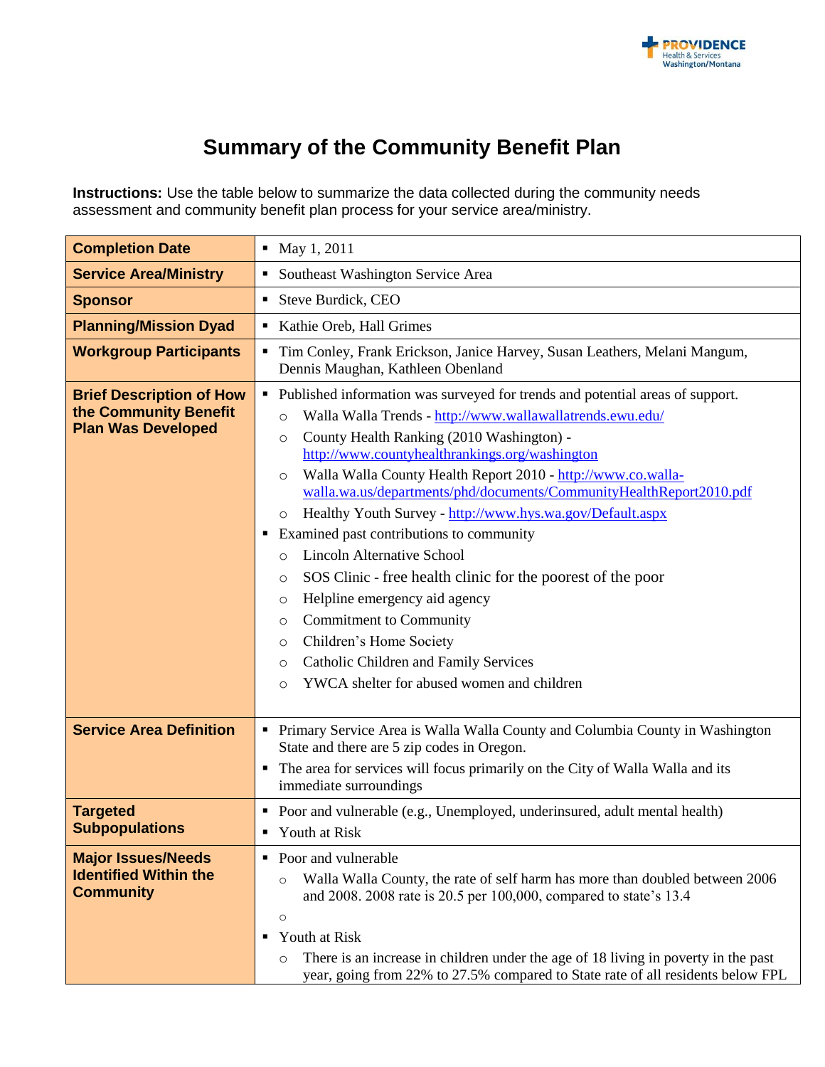# Summary of the Community Benefit Plan

**Instructions:** Use the table below to summarize the data collected during the community needs assessment and community benefit plan process for your service area/ministry.

| | |
|---|---|
| **Completion Date** | ▪ May 1, 2011 |
| **Service Area/Ministry** | ▪ Southeast Washington Service Area |
| **Sponsor** | ▪ Steve Burdick, CEO |
| **Planning/Mission Dyad** | ▪ Kathie Oreb, Hall Grimes |
| **Workgroup Participants** | ▪ Tim Conley, Frank Erickson, Janice Harvey, Susan Leathers, Melani Mangum, Dennis Maughan, Kathleen Obenland |
| **Brief Description of How the Community Benefit Plan Was Developed** | ▪ Published information was surveyed for trends and potential areas of support.<br>○ Walla Walla Trends - http://www.wallawallatrends.ewu.edu/<br>○ County Health Ranking (2010 Washington) - http://www.countyhealthrankings.org/washington<br>○ Walla Walla County Health Report 2010 - http://www.co.walla-walla.wa.us/departments/phd/documents/CommunityHealthReport2010.pdf<br>○ Healthy Youth Survey - http://www.hys.wa.gov/Default.aspx<br>▪ Examined past contributions to community<br>○ Lincoln Alternative School<br>○ SOS Clinic - free health clinic for the poorest of the poor<br>○ Helpline emergency aid agency<br>○ Commitment to Community<br>○ Children's Home Society<br>○ Catholic Children and Family Services<br>○ YWCA shelter for abused women and children |
| **Service Area Definition** | ▪ Primary Service Area is Walla Walla County and Columbia County in Washington State and there are 5 zip codes in Oregon.<br>▪ The area for services will focus primarily on the City of Walla Walla and its immediate surroundings |
| **Targeted Subpopulations** | ▪ Poor and vulnerable (e.g., Unemployed, underinsured, adult mental health)<br>▪ Youth at Risk |
| **Major Issues/Needs Identified Within the Community** | ▪ Poor and vulnerable<br>○ Walla Walla County, the rate of self harm has more than doubled between 2006 and 2008. 2008 rate is 20.5 per 100,000, compared to state's 13.4<br>○<br>▪ Youth at Risk<br>○ There is an increase in children under the age of 18 living in poverty in the past year, going from 22% to 27.5% compared to State rate of all residents below FPL |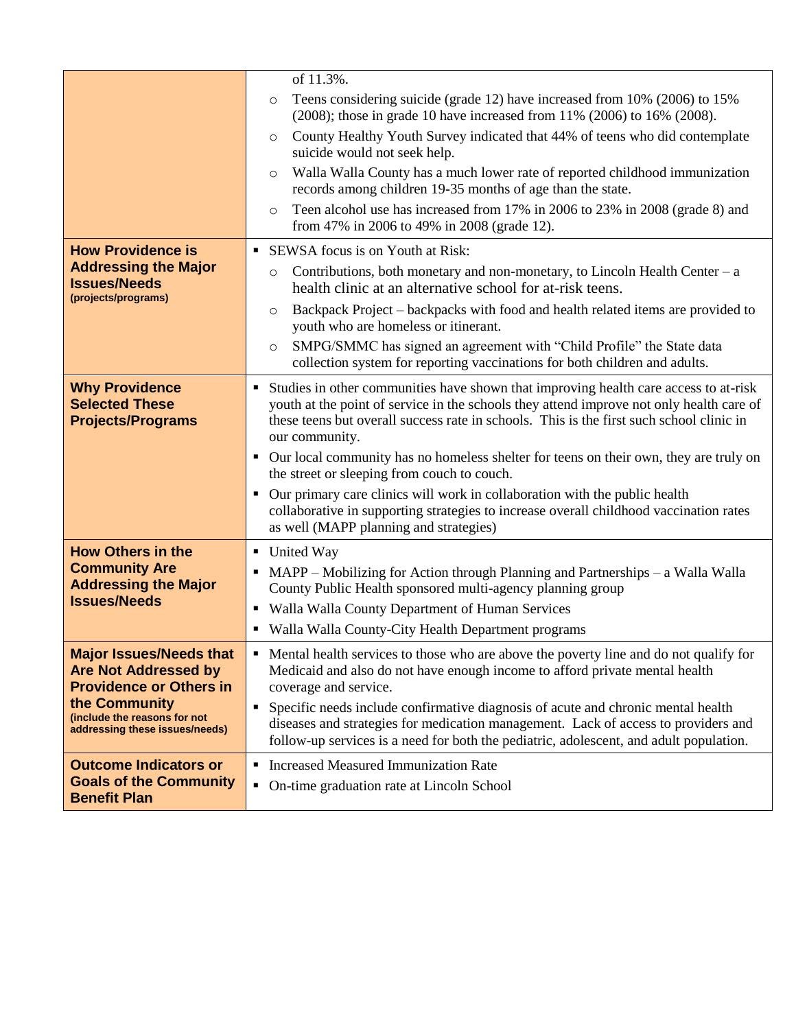| | |
|---|---|
| | of 11.3%.<br>◦ Teens considering suicide (grade 12) have increased from 10% (2006) to 15% (2008); those in grade 10 have increased from 11% (2006) to 16% (2008).<br>◦ County Healthy Youth Survey indicated that 44% of teens who did contemplate suicide would not seek help.<br>◦ Walla Walla County has a much lower rate of reported childhood immunization records among children 19-35 months of age than the state.<br>◦ Teen alcohol use has increased from 17% in 2006 to 23% in 2008 (grade 8) and from 47% in 2006 to 49% in 2008 (grade 12). |
| **How Providence is Addressing the Major Issues/Needs** (projects/programs) | ▪ SEWSA focus is on Youth at Risk:<br>◦ Contributions, both monetary and non-monetary, to Lincoln Health Center – a health clinic at an alternative school for at-risk teens.<br>◦ Backpack Project – backpacks with food and health related items are provided to youth who are homeless or itinerant.<br>◦ SMPG/SMMC has signed an agreement with "Child Profile" the State data collection system for reporting vaccinations for both children and adults. |
| **Why Providence Selected These Projects/Programs** | ▪ Studies in other communities have shown that improving health care access to at-risk youth at the point of service in the schools they attend improve not only health care of these teens but overall success rate in schools. This is the first such school clinic in our community.<br>▪ Our local community has no homeless shelter for teens on their own, they are truly on the street or sleeping from couch to couch.<br>▪ Our primary care clinics will work in collaboration with the public health collaborative in supporting strategies to increase overall childhood vaccination rates as well (MAPP planning and strategies) |
| **How Others in the Community Are Addressing the Major Issues/Needs** | ▪ United Way<br>▪ MAPP – Mobilizing for Action through Planning and Partnerships – a Walla Walla County Public Health sponsored multi-agency planning group<br>▪ Walla Walla County Department of Human Services<br>▪ Walla Walla County-City Health Department programs |
| **Major Issues/Needs that Are Not Addressed by Providence or Others in the Community** (include the reasons for not addressing these issues/needs) | ▪ Mental health services to those who are above the poverty line and do not qualify for Medicaid and also do not have enough income to afford private mental health coverage and service.<br>▪ Specific needs include confirmative diagnosis of acute and chronic mental health diseases and strategies for medication management. Lack of access to providers and follow-up services is a need for both the pediatric, adolescent, and adult population. |
| **Outcome Indicators or Goals of the Community Benefit Plan** | ▪ Increased Measured Immunization Rate<br>▪ On-time graduation rate at Lincoln School |